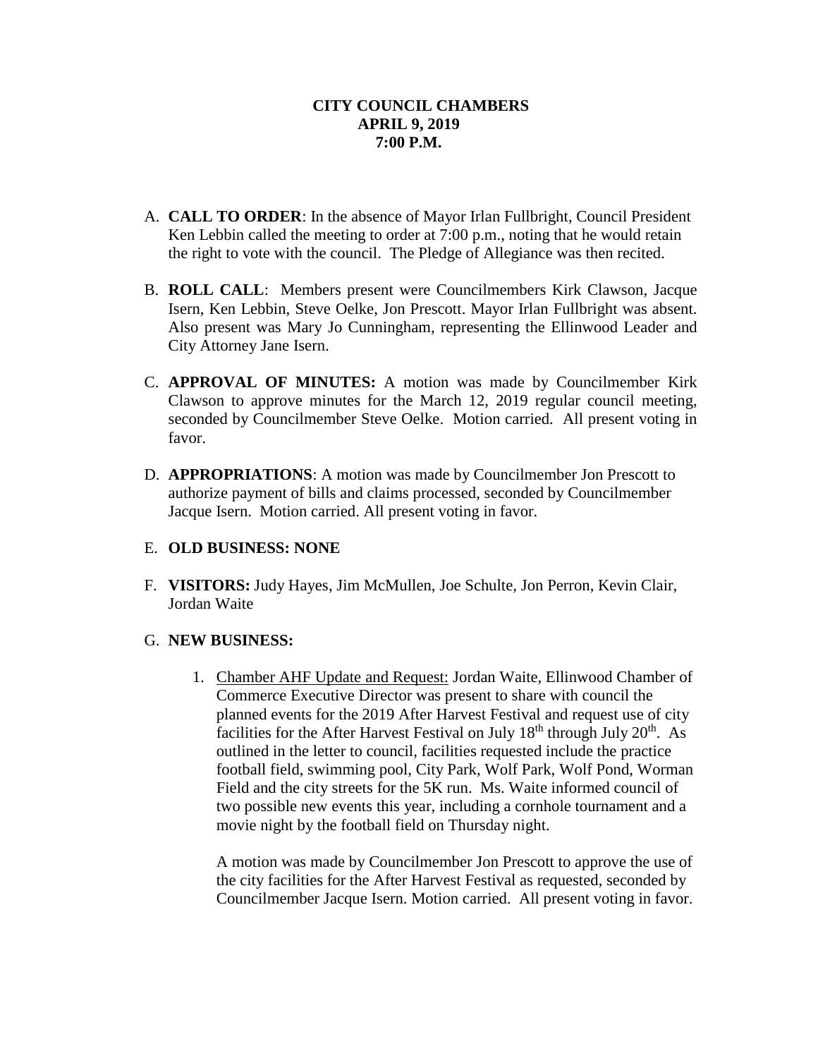**CITY COUNCIL CHAMBERS**
**APRIL 9, 2019**
**7:00 P.M.**

A. **CALL TO ORDER**: In the absence of Mayor Irlan Fullbright, Council President Ken Lebbin called the meeting to order at 7:00 p.m., noting that he would retain the right to vote with the council. The Pledge of Allegiance was then recited.

B. **ROLL CALL**: Members present were Councilmembers Kirk Clawson, Jacque Isern, Ken Lebbin, Steve Oelke, Jon Prescott. Mayor Irlan Fullbright was absent. Also present was Mary Jo Cunningham, representing the Ellinwood Leader and City Attorney Jane Isern.

C. **APPROVAL OF MINUTES:** A motion was made by Councilmember Kirk Clawson to approve minutes for the March 12, 2019 regular council meeting, seconded by Councilmember Steve Oelke. Motion carried. All present voting in favor.

D. **APPROPRIATIONS**: A motion was made by Councilmember Jon Prescott to authorize payment of bills and claims processed, seconded by Councilmember Jacque Isern. Motion carried. All present voting in favor.

E. **OLD BUSINESS: NONE**

F. **VISITORS:** Judy Hayes, Jim McMullen, Joe Schulte, Jon Perron, Kevin Clair, Jordan Waite

G. **NEW BUSINESS:**

1. Chamber AHF Update and Request: Jordan Waite, Ellinwood Chamber of Commerce Executive Director was present to share with council the planned events for the 2019 After Harvest Festival and request use of city facilities for the After Harvest Festival on July 18th through July 20th. As outlined in the letter to council, facilities requested include the practice football field, swimming pool, City Park, Wolf Park, Wolf Pond, Worman Field and the city streets for the 5K run. Ms. Waite informed council of two possible new events this year, including a cornhole tournament and a movie night by the football field on Thursday night.

   A motion was made by Councilmember Jon Prescott to approve the use of the city facilities for the After Harvest Festival as requested, seconded by Councilmember Jacque Isern. Motion carried. All present voting in favor.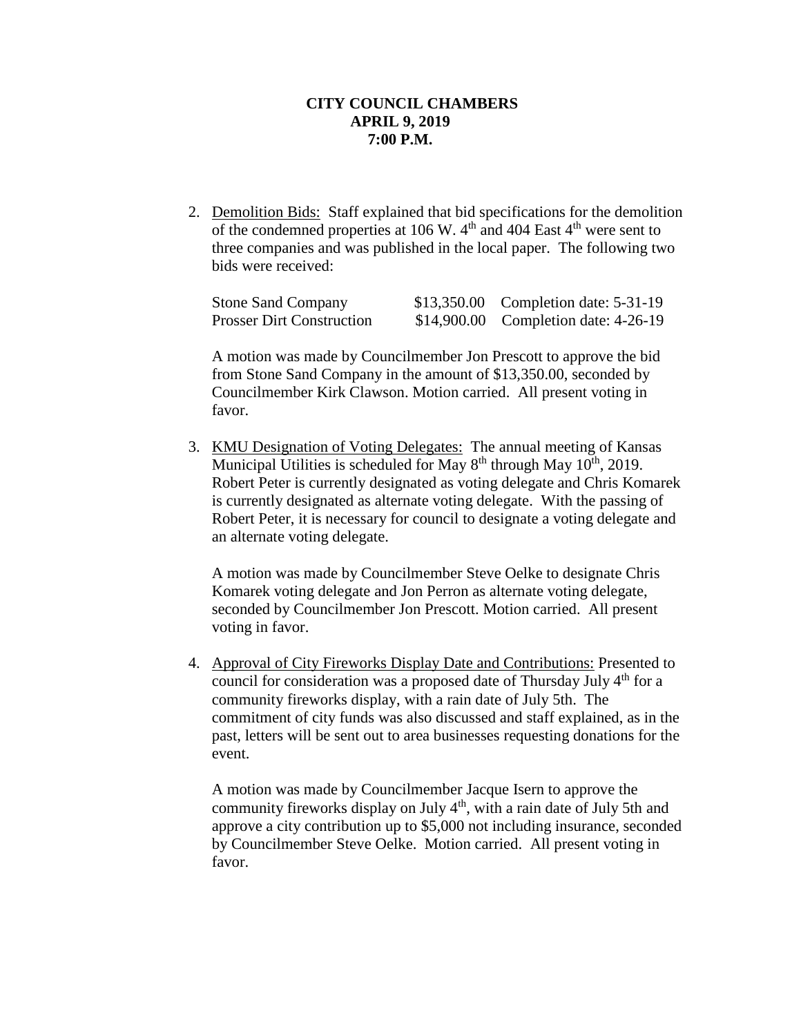**CITY COUNCIL CHAMBERS**
**APRIL 9, 2019**
**7:00 P.M.**

2. Demolition Bids: Staff explained that bid specifications for the demolition of the condemned properties at 106 W. 4th and 404 East 4th were sent to three companies and was published in the local paper. The following two bids were received:

| | | |
|---|---|---|
| Stone Sand Company | $13,350.00 | Completion date: 5-31-19 |
| Prosser Dirt Construction | $14,900.00 | Completion date: 4-26-19 |

   A motion was made by Councilmember Jon Prescott to approve the bid from Stone Sand Company in the amount of $13,350.00, seconded by Councilmember Kirk Clawson. Motion carried. All present voting in favor.

3. KMU Designation of Voting Delegates: The annual meeting of Kansas Municipal Utilities is scheduled for May 8th through May 10th, 2019. Robert Peter is currently designated as voting delegate and Chris Komarek is currently designated as alternate voting delegate. With the passing of Robert Peter, it is necessary for council to designate a voting delegate and an alternate voting delegate.

   A motion was made by Councilmember Steve Oelke to designate Chris Komarek voting delegate and Jon Perron as alternate voting delegate, seconded by Councilmember Jon Prescott. Motion carried. All present voting in favor.

4. Approval of City Fireworks Display Date and Contributions: Presented to council for consideration was a proposed date of Thursday July 4th for a community fireworks display, with a rain date of July 5th. The commitment of city funds was also discussed and staff explained, as in the past, letters will be sent out to area businesses requesting donations for the event.

   A motion was made by Councilmember Jacque Isern to approve the community fireworks display on July 4th, with a rain date of July 5th and approve a city contribution up to $5,000 not including insurance, seconded by Councilmember Steve Oelke. Motion carried. All present voting in favor.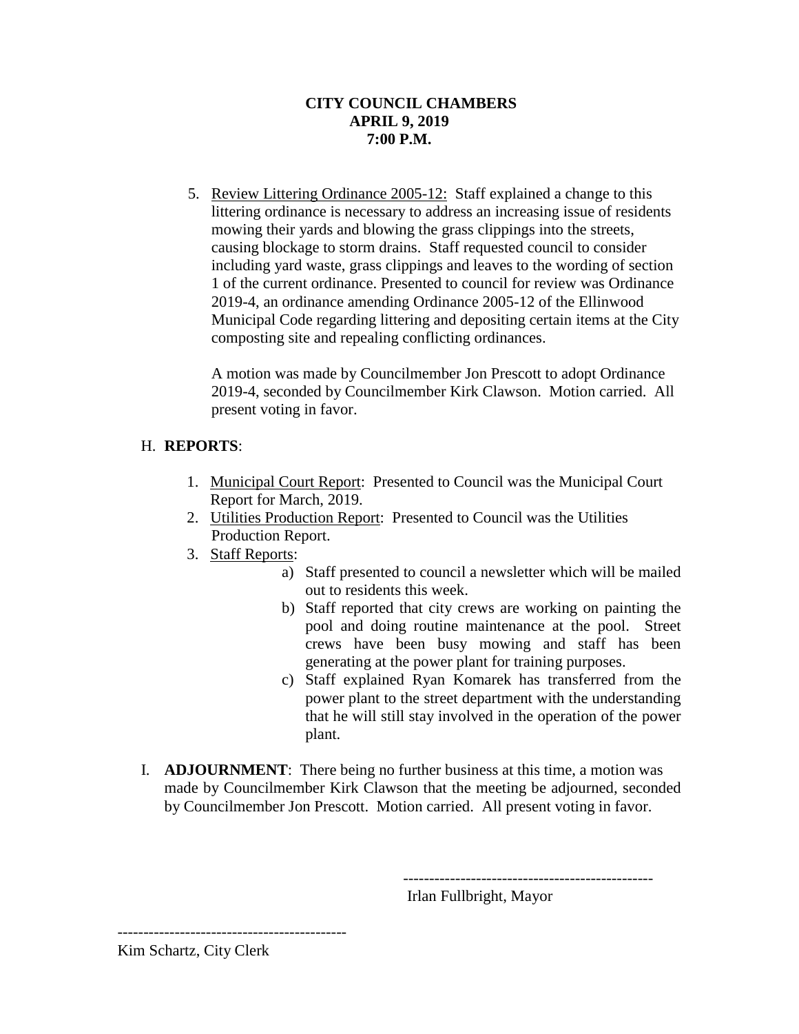**CITY COUNCIL CHAMBERS**
**APRIL 9, 2019**
**7:00 P.M.**

5. Review Littering Ordinance 2005-12: Staff explained a change to this littering ordinance is necessary to address an increasing issue of residents mowing their yards and blowing the grass clippings into the streets, causing blockage to storm drains. Staff requested council to consider including yard waste, grass clippings and leaves to the wording of section 1 of the current ordinance. Presented to council for review was Ordinance 2019-4, an ordinance amending Ordinance 2005-12 of the Ellinwood Municipal Code regarding littering and depositing certain items at the City composting site and repealing conflicting ordinances.

   A motion was made by Councilmember Jon Prescott to adopt Ordinance 2019-4, seconded by Councilmember Kirk Clawson. Motion carried. All present voting in favor.

H. **REPORTS**:

1. Municipal Court Report: Presented to Council was the Municipal Court Report for March, 2019.
2. Utilities Production Report: Presented to Council was the Utilities Production Report.
3. Staff Reports:
   a) Staff presented to council a newsletter which will be mailed out to residents this week.
   b) Staff reported that city crews are working on painting the pool and doing routine maintenance at the pool. Street crews have been busy mowing and staff has been generating at the power plant for training purposes.
   c) Staff explained Ryan Komarek has transferred from the power plant to the street department with the understanding that he will still stay involved in the operation of the power plant.

I. **ADJOURNMENT**: There being no further business at this time, a motion was made by Councilmember Kirk Clawson that the meeting be adjourned, seconded by Councilmember Jon Prescott. Motion carried. All present voting in favor.

------------------------------------------------
Irlan Fullbright, Mayor

--------------------------------------------
Kim Schartz, City Clerk